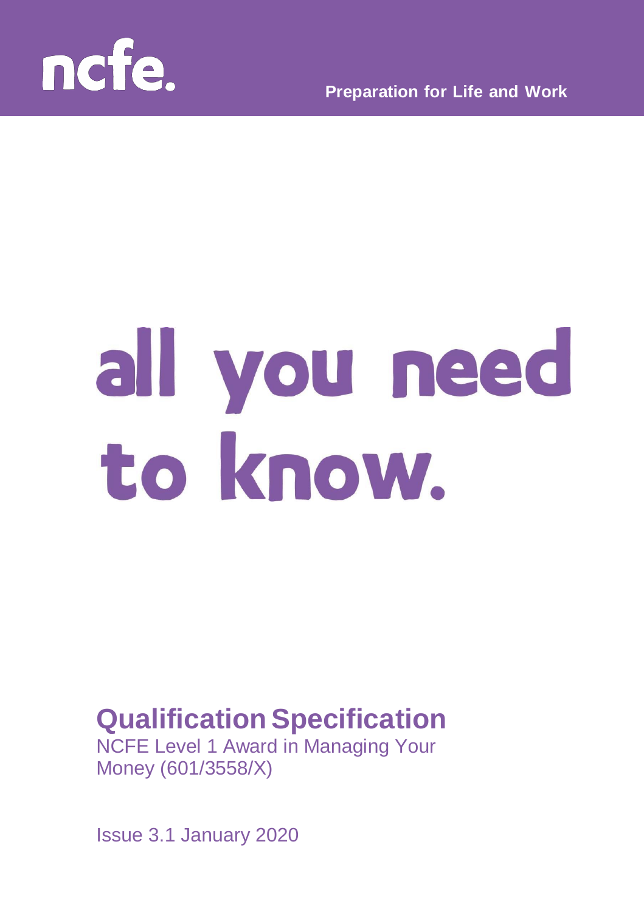ncfe.

**Preparation for Life and Work**

# all you need to know.

## Qualification Specification

NCFE Level 1 Award in Managing Your Money (601/3558/X)

Issue 3.1 January 2020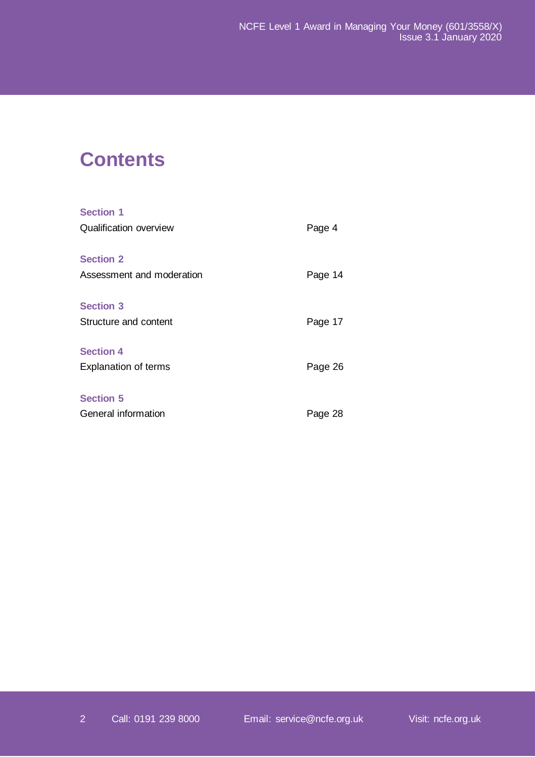# Contents

| | |
|---|---|
| **Section 1** | |
| Qualification overview | Page 4 |
| **Section 2** | |
| Assessment and moderation | Page 14 |
| **Section 3** | |
| Structure and content | Page 17 |
| **Section 4** | |
| Explanation of terms | Page 26 |
| **Section 5** | |
| General information | Page 28 |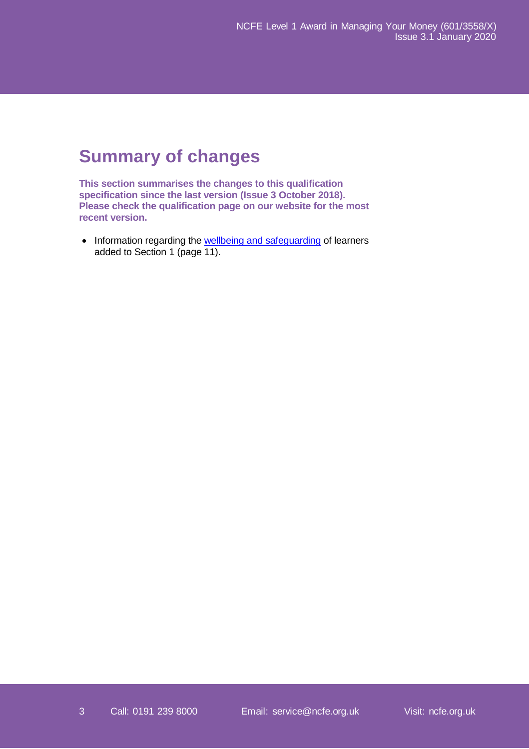# Summary of changes

**This section summarises the changes to this qualification specification since the last version (Issue 3 October 2018). Please check the qualification page on our website for the most recent version.**

- Information regarding the wellbeing and safeguarding of learners added to Section 1 (page 11).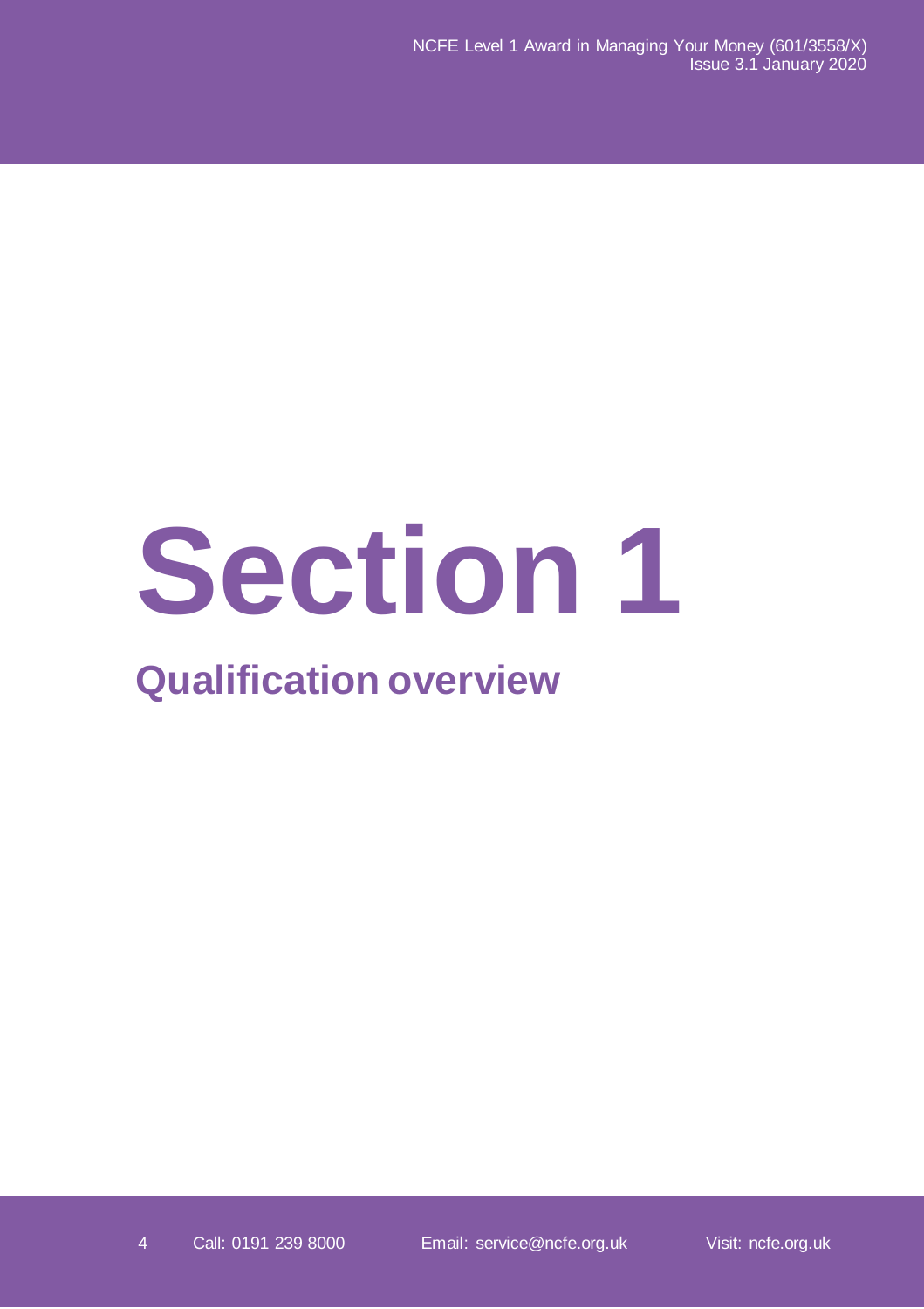# Section 1

## Qualification overview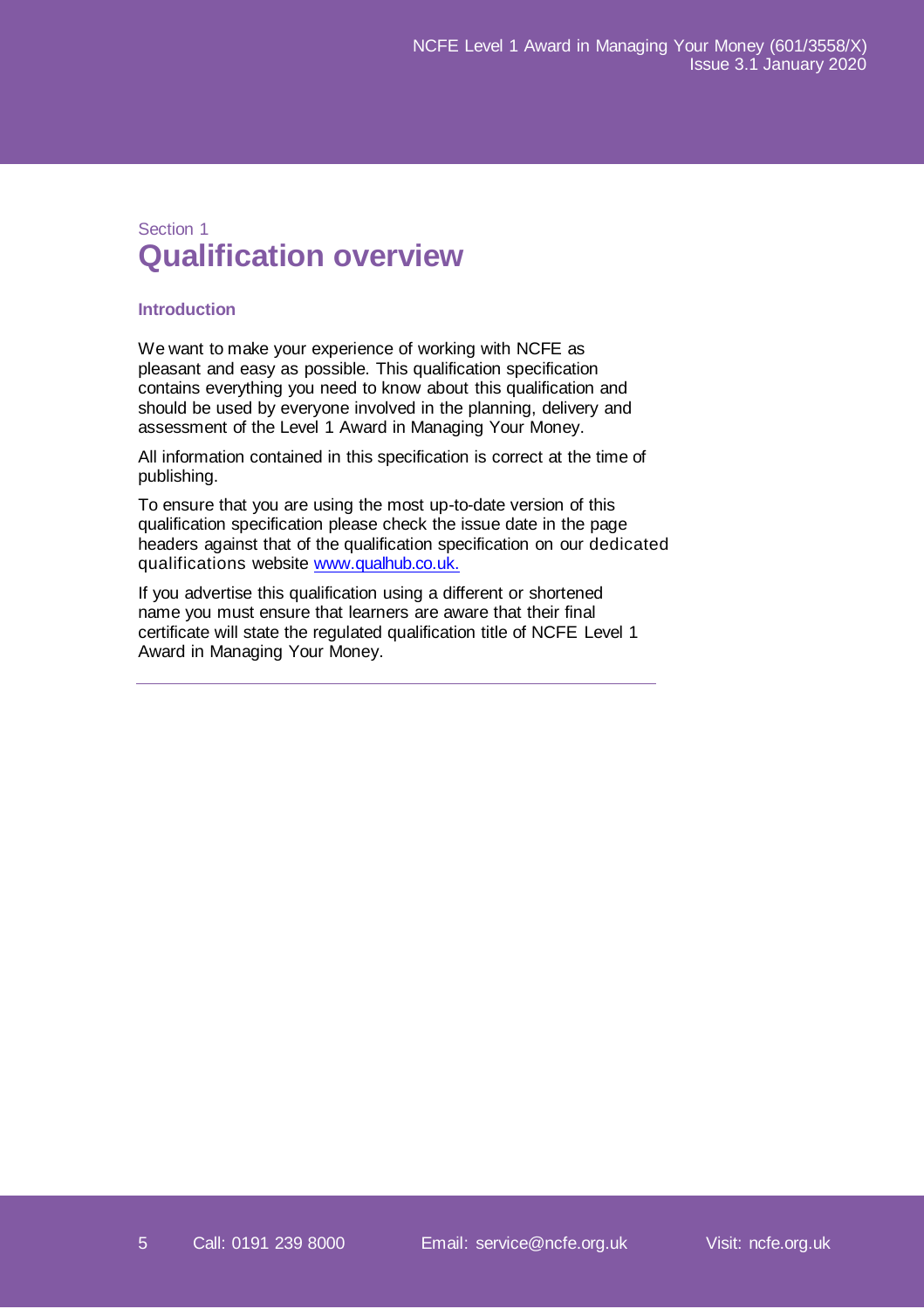Section 1

# Qualification overview

### Introduction

We want to make your experience of working with NCFE as pleasant and easy as possible. This qualification specification contains everything you need to know about this qualification and should be used by everyone involved in the planning, delivery and assessment of the Level 1 Award in Managing Your Money.

All information contained in this specification is correct at the time of publishing.

To ensure that you are using the most up-to-date version of this qualification specification please check the issue date in the page headers against that of the qualification specification on our dedicated qualifications website www.qualhub.co.uk.

If you advertise this qualification using a different or shortened name you must ensure that learners are aware that their final certificate will state the regulated qualification title of NCFE Level 1 Award in Managing Your Money.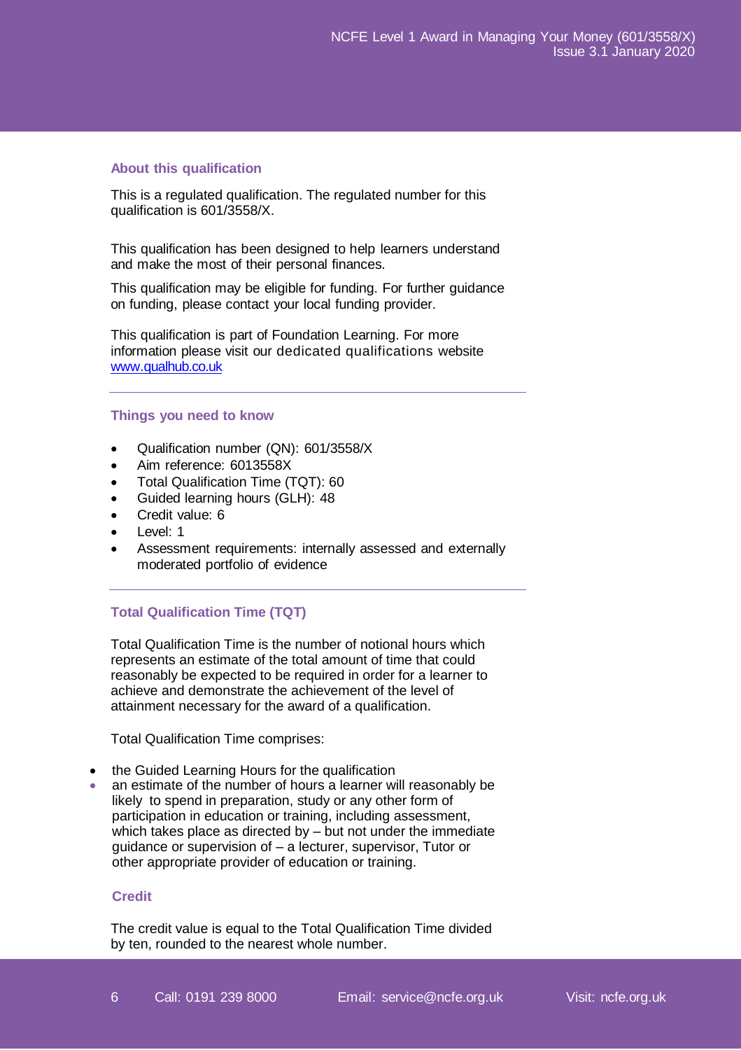## About this qualification

This is a regulated qualification. The regulated number for this qualification is 601/3558/X.

This qualification has been designed to help learners understand and make the most of their personal finances.

This qualification may be eligible for funding. For further guidance on funding, please contact your local funding provider.

This qualification is part of Foundation Learning. For more information please visit our dedicated qualifications website www.qualhub.co.uk

## Things you need to know

- Qualification number (QN): 601/3558/X
- Aim reference: 6013558X
- Total Qualification Time (TQT): 60
- Guided learning hours (GLH): 48
- Credit value: 6
- Level: 1
- Assessment requirements: internally assessed and externally moderated portfolio of evidence

## Total Qualification Time (TQT)

Total Qualification Time is the number of notional hours which represents an estimate of the total amount of time that could reasonably be expected to be required in order for a learner to achieve and demonstrate the achievement of the level of attainment necessary for the award of a qualification.

Total Qualification Time comprises:

- the Guided Learning Hours for the qualification
- an estimate of the number of hours a learner will reasonably be likely to spend in preparation, study or any other form of participation in education or training, including assessment, which takes place as directed by – but not under the immediate guidance or supervision of – a lecturer, supervisor, Tutor or other appropriate provider of education or training.

## Credit

The credit value is equal to the Total Qualification Time divided by ten, rounded to the nearest whole number.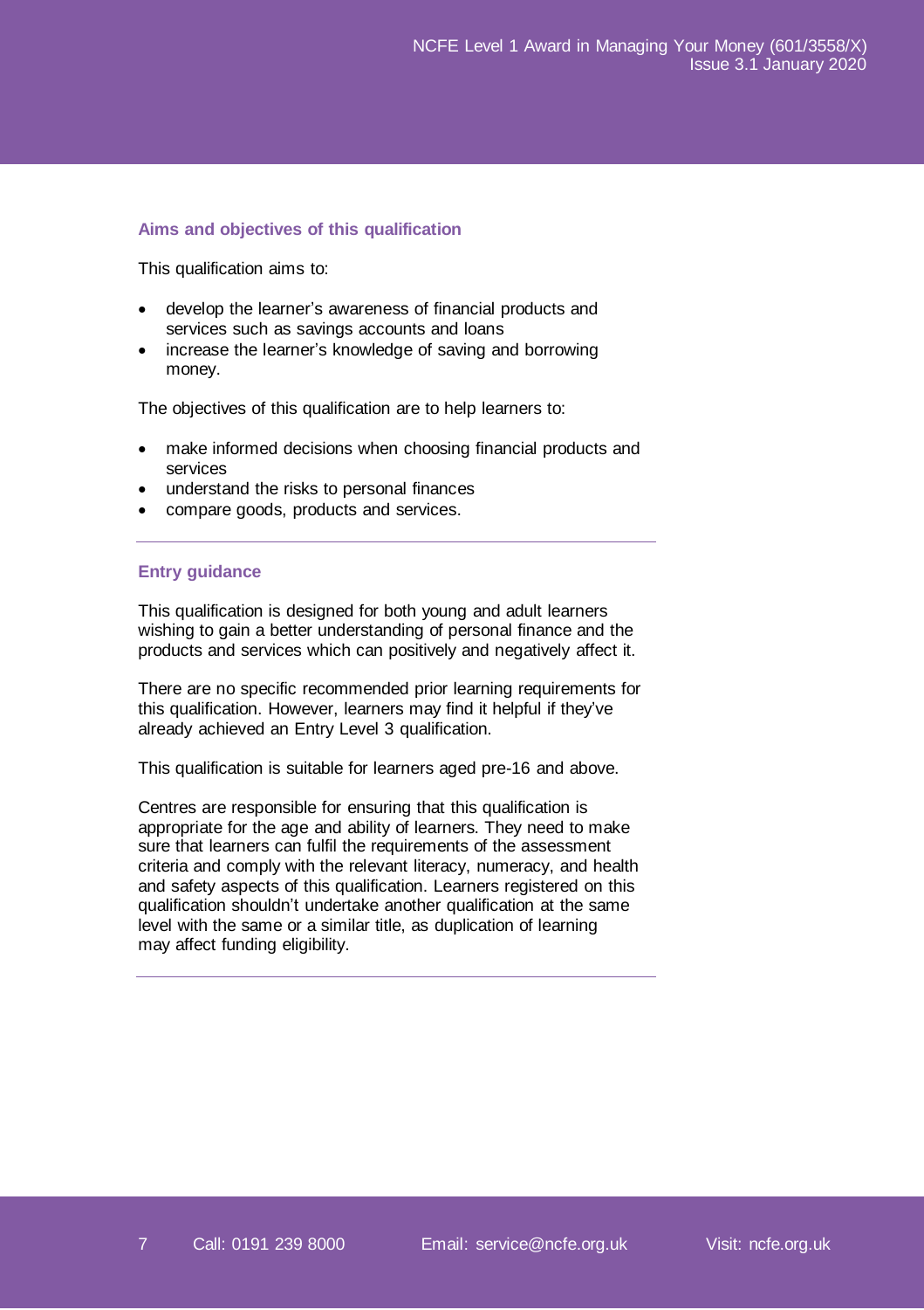## Aims and objectives of this qualification

This qualification aims to:

- develop the learner's awareness of financial products and services such as savings accounts and loans
- increase the learner's knowledge of saving and borrowing money.

The objectives of this qualification are to help learners to:

- make informed decisions when choosing financial products and services
- understand the risks to personal finances
- compare goods, products and services.

## Entry guidance

This qualification is designed for both young and adult learners wishing to gain a better understanding of personal finance and the products and services which can positively and negatively affect it.

There are no specific recommended prior learning requirements for this qualification. However, learners may find it helpful if they've already achieved an Entry Level 3 qualification.

This qualification is suitable for learners aged pre-16 and above.

Centres are responsible for ensuring that this qualification is appropriate for the age and ability of learners. They need to make sure that learners can fulfil the requirements of the assessment criteria and comply with the relevant literacy, numeracy, and health and safety aspects of this qualification. Learners registered on this qualification shouldn't undertake another qualification at the same level with the same or a similar title, as duplication of learning may affect funding eligibility.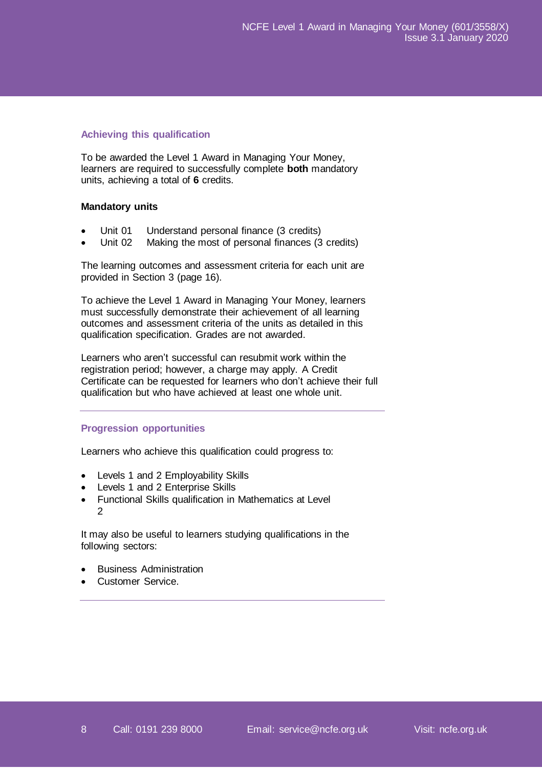## Achieving this qualification

To be awarded the Level 1 Award in Managing Your Money, learners are required to successfully complete **both** mandatory units, achieving a total of **6** credits.

### Mandatory units

- Unit 01 Understand personal finance (3 credits)
- Unit 02 Making the most of personal finances (3 credits)

The learning outcomes and assessment criteria for each unit are provided in Section 3 (page 16).

To achieve the Level 1 Award in Managing Your Money, learners must successfully demonstrate their achievement of all learning outcomes and assessment criteria of the units as detailed in this qualification specification. Grades are not awarded.

Learners who aren't successful can resubmit work within the registration period; however, a charge may apply. A Credit Certificate can be requested for learners who don't achieve their full qualification but who have achieved at least one whole unit.

## Progression opportunities

Learners who achieve this qualification could progress to:

- Levels 1 and 2 Employability Skills
- Levels 1 and 2 Enterprise Skills
- Functional Skills qualification in Mathematics at Level 2

It may also be useful to learners studying qualifications in the following sectors:

- Business Administration
- Customer Service.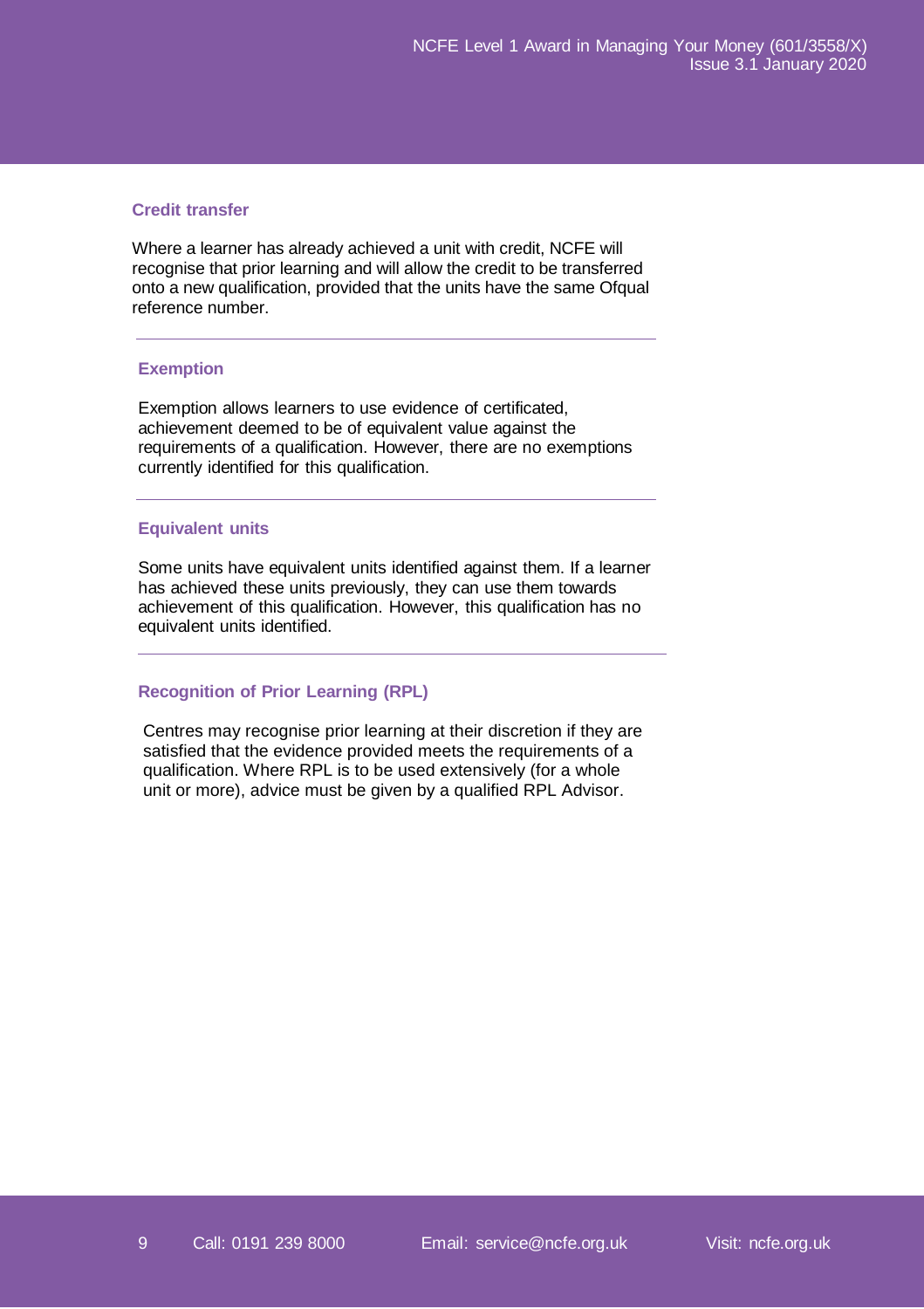### Credit transfer

Where a learner has already achieved a unit with credit, NCFE will recognise that prior learning and will allow the credit to be transferred onto a new qualification, provided that the units have the same Ofqual reference number.

### Exemption

Exemption allows learners to use evidence of certificated, achievement deemed to be of equivalent value against the requirements of a qualification. However, there are no exemptions currently identified for this qualification.

### Equivalent units

Some units have equivalent units identified against them. If a learner has achieved these units previously, they can use them towards achievement of this qualification. However, this qualification has no equivalent units identified.

### Recognition of Prior Learning (RPL)

Centres may recognise prior learning at their discretion if they are satisfied that the evidence provided meets the requirements of a qualification. Where RPL is to be used extensively (for a whole unit or more), advice must be given by a qualified RPL Advisor.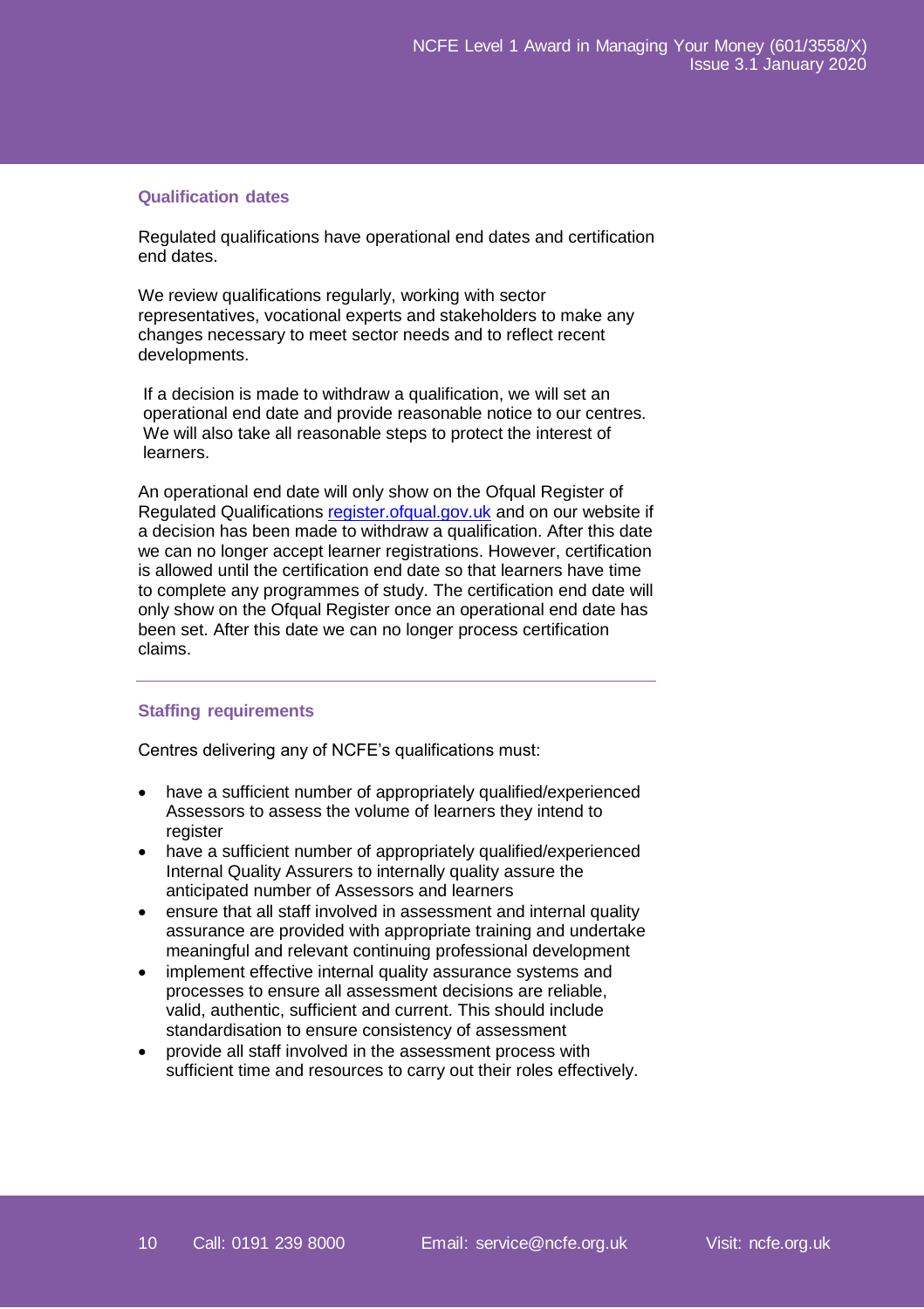## Qualification dates

Regulated qualifications have operational end dates and certification end dates.

We review qualifications regularly, working with sector representatives, vocational experts and stakeholders to make any changes necessary to meet sector needs and to reflect recent developments.

If a decision is made to withdraw a qualification, we will set an operational end date and provide reasonable notice to our centres. We will also take all reasonable steps to protect the interest of learners.

An operational end date will only show on the Ofqual Register of Regulated Qualifications [register.ofqual.gov.uk](http://register.ofqual.gov.uk) and on our website if a decision has been made to withdraw a qualification. After this date we can no longer accept learner registrations. However, certification is allowed until the certification end date so that learners have time to complete any programmes of study. The certification end date will only show on the Ofqual Register once an operational end date has been set. After this date we can no longer process certification claims.

---

## Staffing requirements

Centres delivering any of NCFE's qualifications must:

- have a sufficient number of appropriately qualified/experienced Assessors to assess the volume of learners they intend to register
- have a sufficient number of appropriately qualified/experienced Internal Quality Assurers to internally quality assure the anticipated number of Assessors and learners
- ensure that all staff involved in assessment and internal quality assurance are provided with appropriate training and undertake meaningful and relevant continuing professional development
- implement effective internal quality assurance systems and processes to ensure all assessment decisions are reliable, valid, authentic, sufficient and current. This should include standardisation to ensure consistency of assessment
- provide all staff involved in the assessment process with sufficient time and resources to carry out their roles effectively.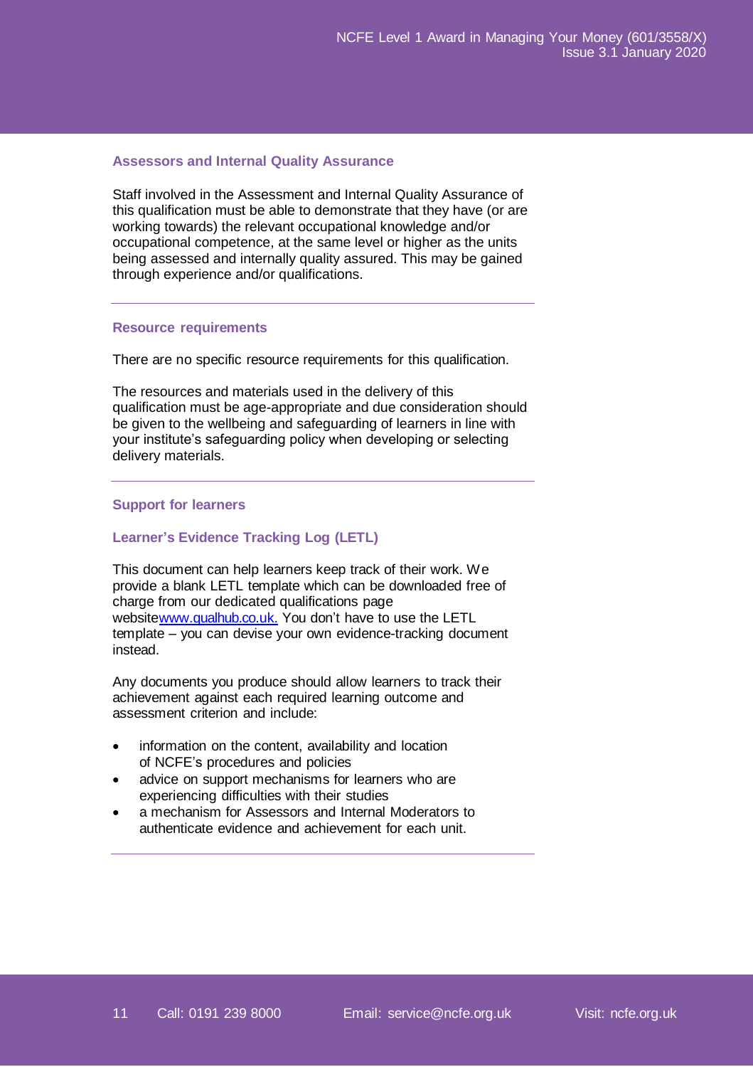## Assessors and Internal Quality Assurance

Staff involved in the Assessment and Internal Quality Assurance of this qualification must be able to demonstrate that they have (or are working towards) the relevant occupational knowledge and/or occupational competence, at the same level or higher as the units being assessed and internally quality assured. This may be gained through experience and/or qualifications.

---

## Resource requirements

There are no specific resource requirements for this qualification.

The resources and materials used in the delivery of this qualification must be age-appropriate and due consideration should be given to the wellbeing and safeguarding of learners in line with your institute's safeguarding policy when developing or selecting delivery materials.

---

## Support for learners

### Learner's Evidence Tracking Log (LETL)

This document can help learners keep track of their work. We provide a blank LETL template which can be downloaded free of charge from our dedicated qualifications page websitewww.qualhub.co.uk. You don't have to use the LETL template – you can devise your own evidence-tracking document instead.

Any documents you produce should allow learners to track their achievement against each required learning outcome and assessment criterion and include:

- information on the content, availability and location of NCFE's procedures and policies
- advice on support mechanisms for learners who are experiencing difficulties with their studies
- a mechanism for Assessors and Internal Moderators to authenticate evidence and achievement for each unit.

---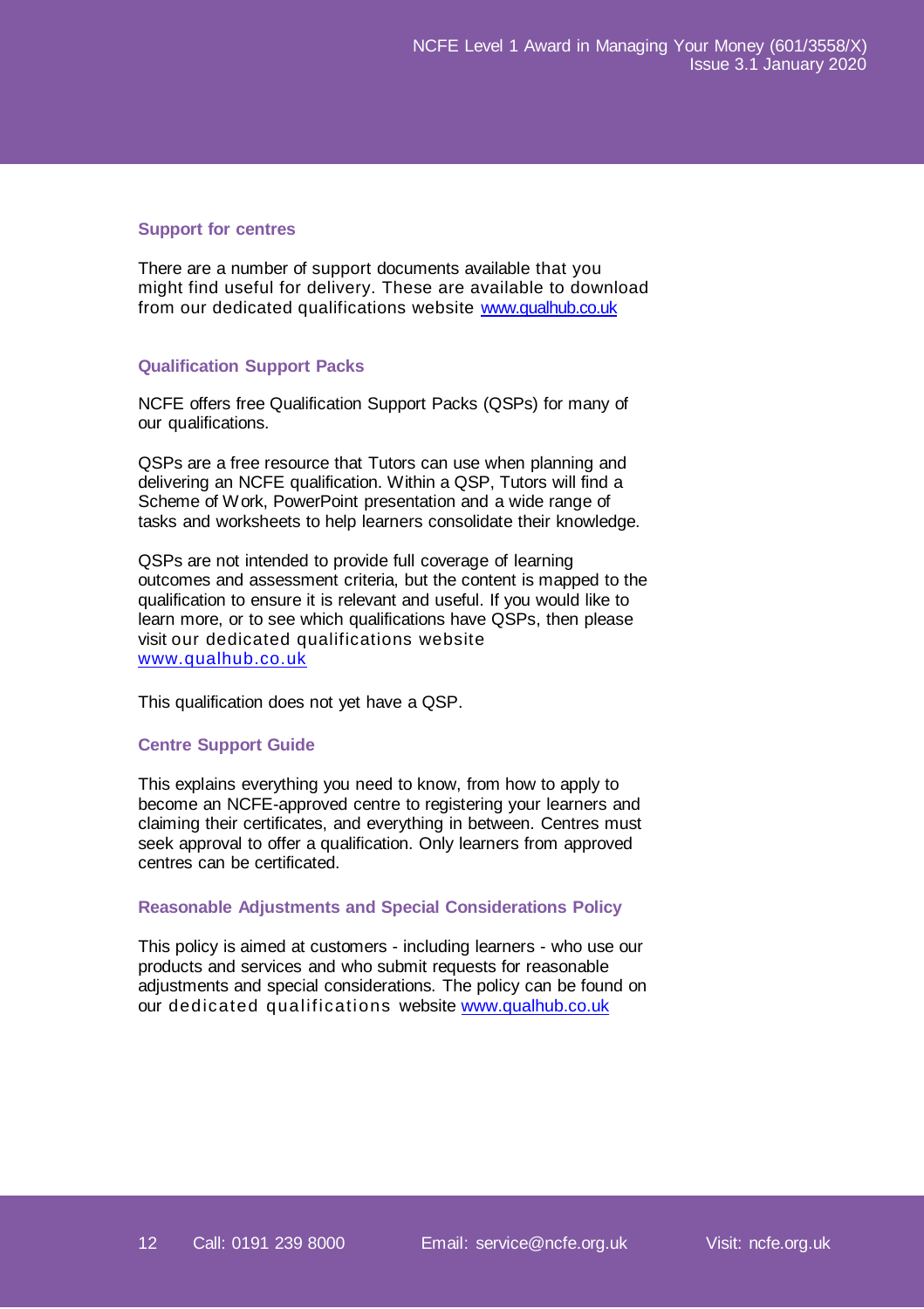## Support for centres

There are a number of support documents available that you might find useful for delivery. These are available to download from our dedicated qualifications website www.qualhub.co.uk

## Qualification Support Packs

NCFE offers free Qualification Support Packs (QSPs) for many of our qualifications.

QSPs are a free resource that Tutors can use when planning and delivering an NCFE qualification. Within a QSP, Tutors will find a Scheme of Work, PowerPoint presentation and a wide range of tasks and worksheets to help learners consolidate their knowledge.

QSPs are not intended to provide full coverage of learning outcomes and assessment criteria, but the content is mapped to the qualification to ensure it is relevant and useful. If you would like to learn more, or to see which qualifications have QSPs, then please visit our dedicated qualifications website www.qualhub.co.uk

This qualification does not yet have a QSP.

## Centre Support Guide

This explains everything you need to know, from how to apply to become an NCFE-approved centre to registering your learners and claiming their certificates, and everything in between. Centres must seek approval to offer a qualification. Only learners from approved centres can be certificated.

## Reasonable Adjustments and Special Considerations Policy

This policy is aimed at customers - including learners - who use our products and services and who submit requests for reasonable adjustments and special considerations. The policy can be found on our dedicated qualifications website www.qualhub.co.uk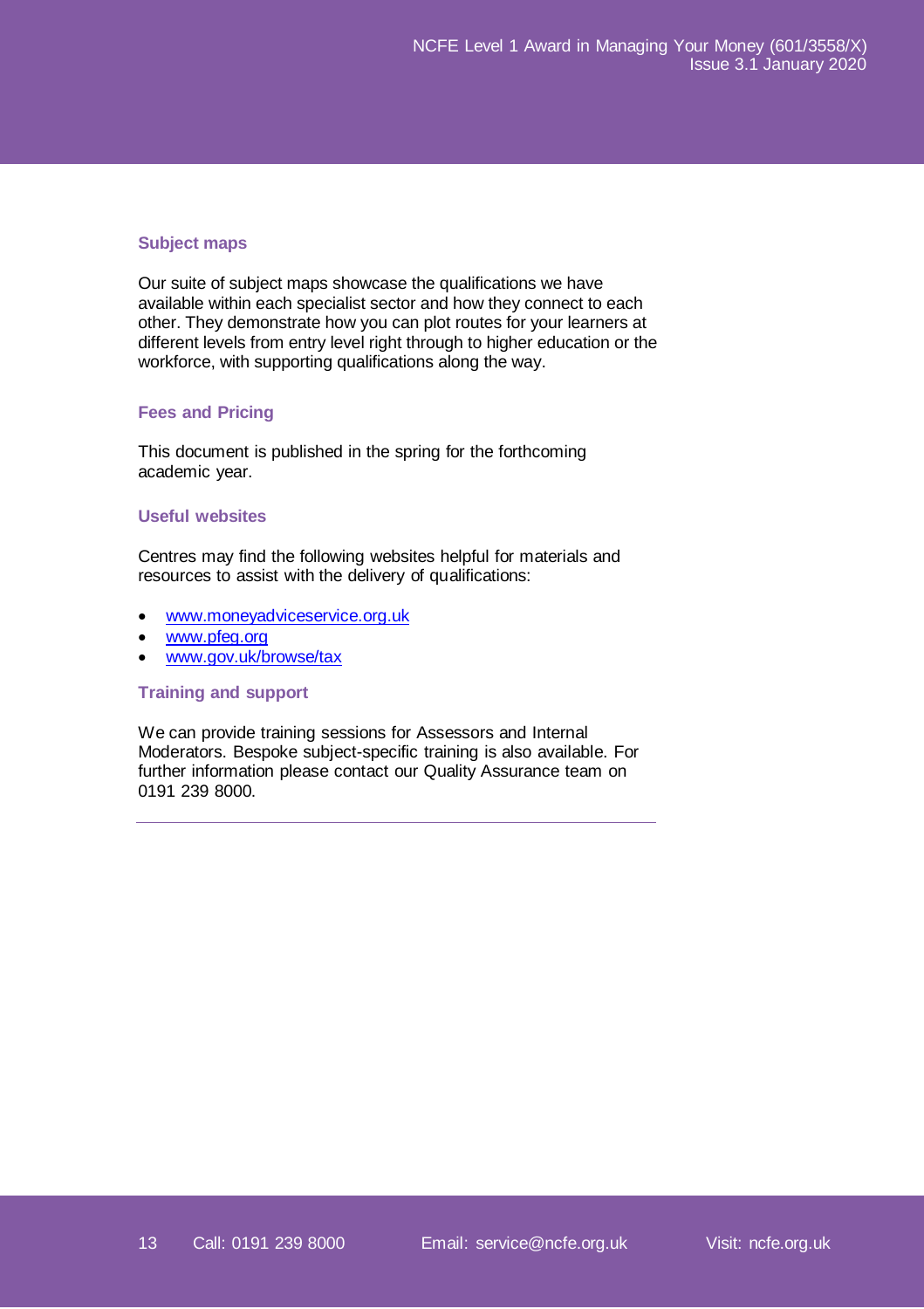### Subject maps

Our suite of subject maps showcase the qualifications we have available within each specialist sector and how they connect to each other. They demonstrate how you can plot routes for your learners at different levels from entry level right through to higher education or the workforce, with supporting qualifications along the way.

### Fees and Pricing

This document is published in the spring for the forthcoming academic year.

### Useful websites

Centres may find the following websites helpful for materials and resources to assist with the delivery of qualifications:

- www.moneyadviceservice.org.uk
- www.pfeg.org
- www.gov.uk/browse/tax

### Training and support

We can provide training sessions for Assessors and Internal Moderators. Bespoke subject-specific training is also available. For further information please contact our Quality Assurance team on 0191 239 8000.

---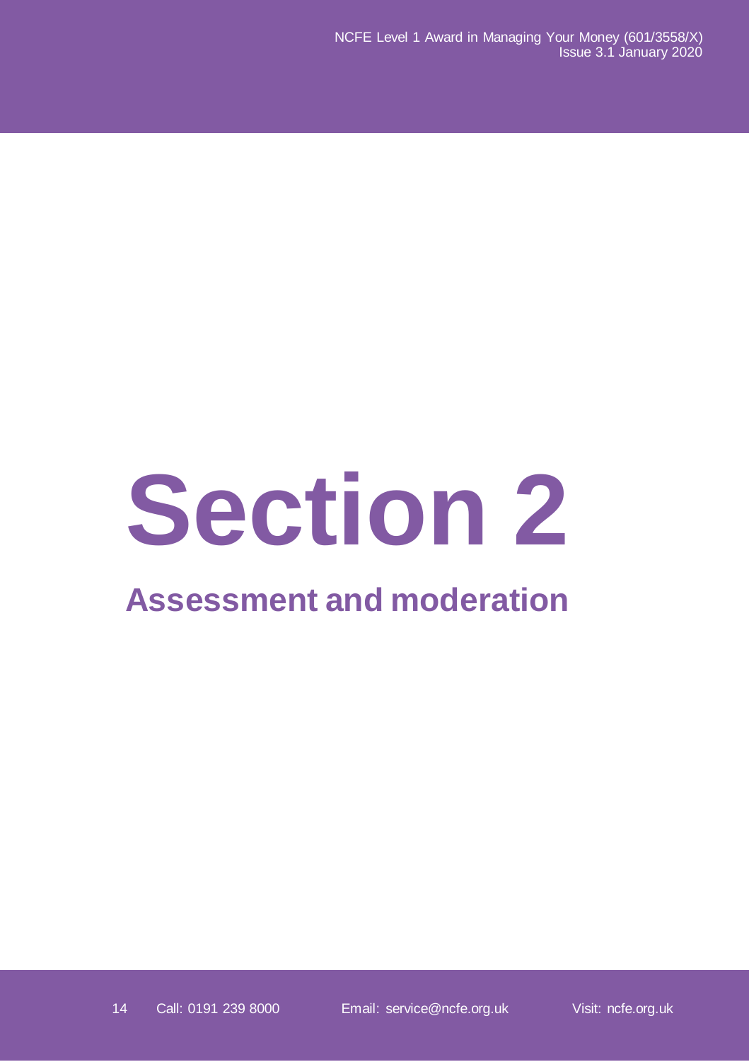# Section 2

## Assessment and moderation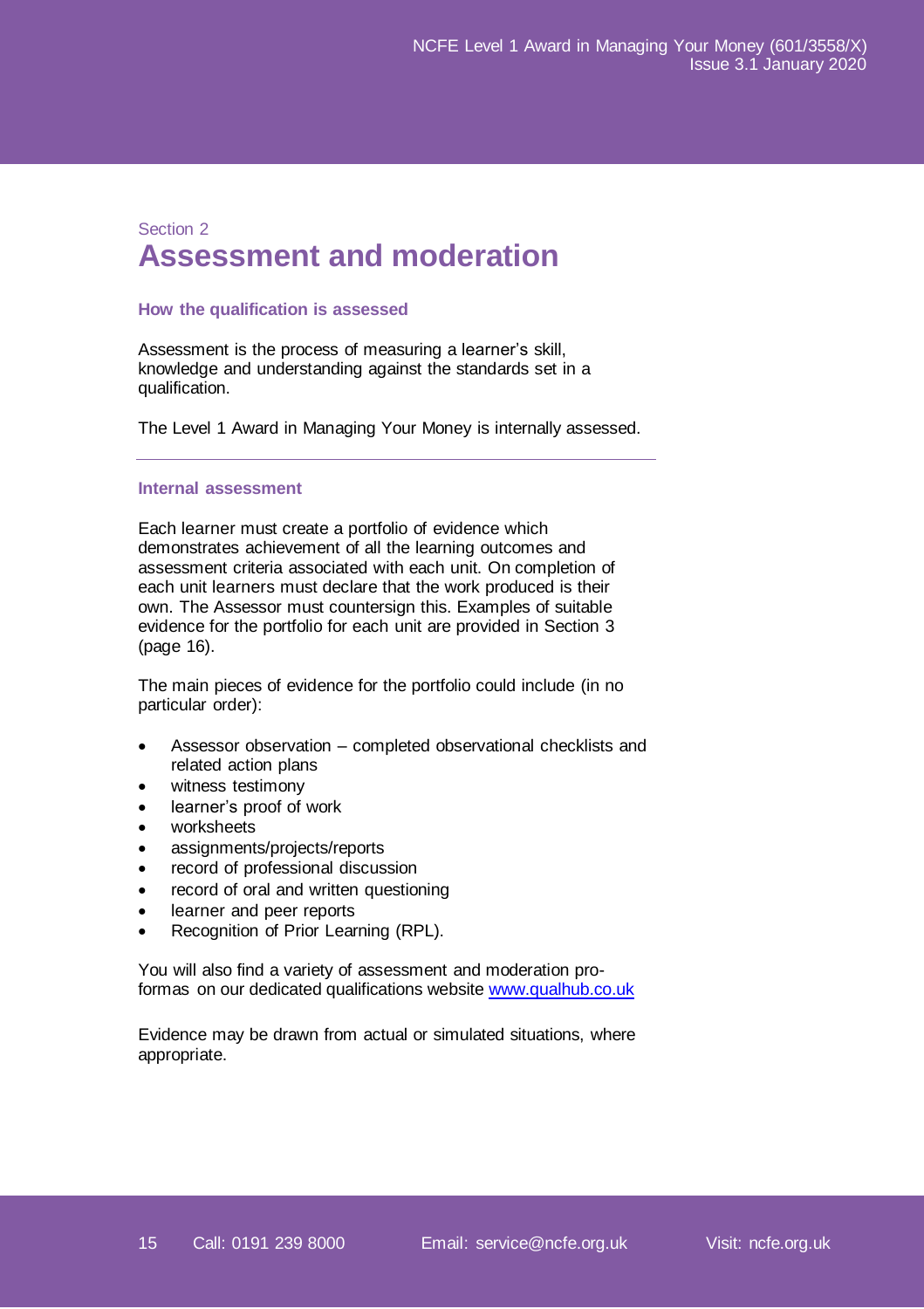Section 2

# Assessment and moderation

### How the qualification is assessed

Assessment is the process of measuring a learner's skill, knowledge and understanding against the standards set in a qualification.

The Level 1 Award in Managing Your Money is internally assessed.

---

### Internal assessment

Each learner must create a portfolio of evidence which demonstrates achievement of all the learning outcomes and assessment criteria associated with each unit. On completion of each unit learners must declare that the work produced is their own. The Assessor must countersign this. Examples of suitable evidence for the portfolio for each unit are provided in Section 3 (page 16).

The main pieces of evidence for the portfolio could include (in no particular order):

- Assessor observation – completed observational checklists and related action plans
- witness testimony
- learner's proof of work
- worksheets
- assignments/projects/reports
- record of professional discussion
- record of oral and written questioning
- learner and peer reports
- Recognition of Prior Learning (RPL).

You will also find a variety of assessment and moderation pro-formas on our dedicated qualifications website www.qualhub.co.uk

Evidence may be drawn from actual or simulated situations, where appropriate.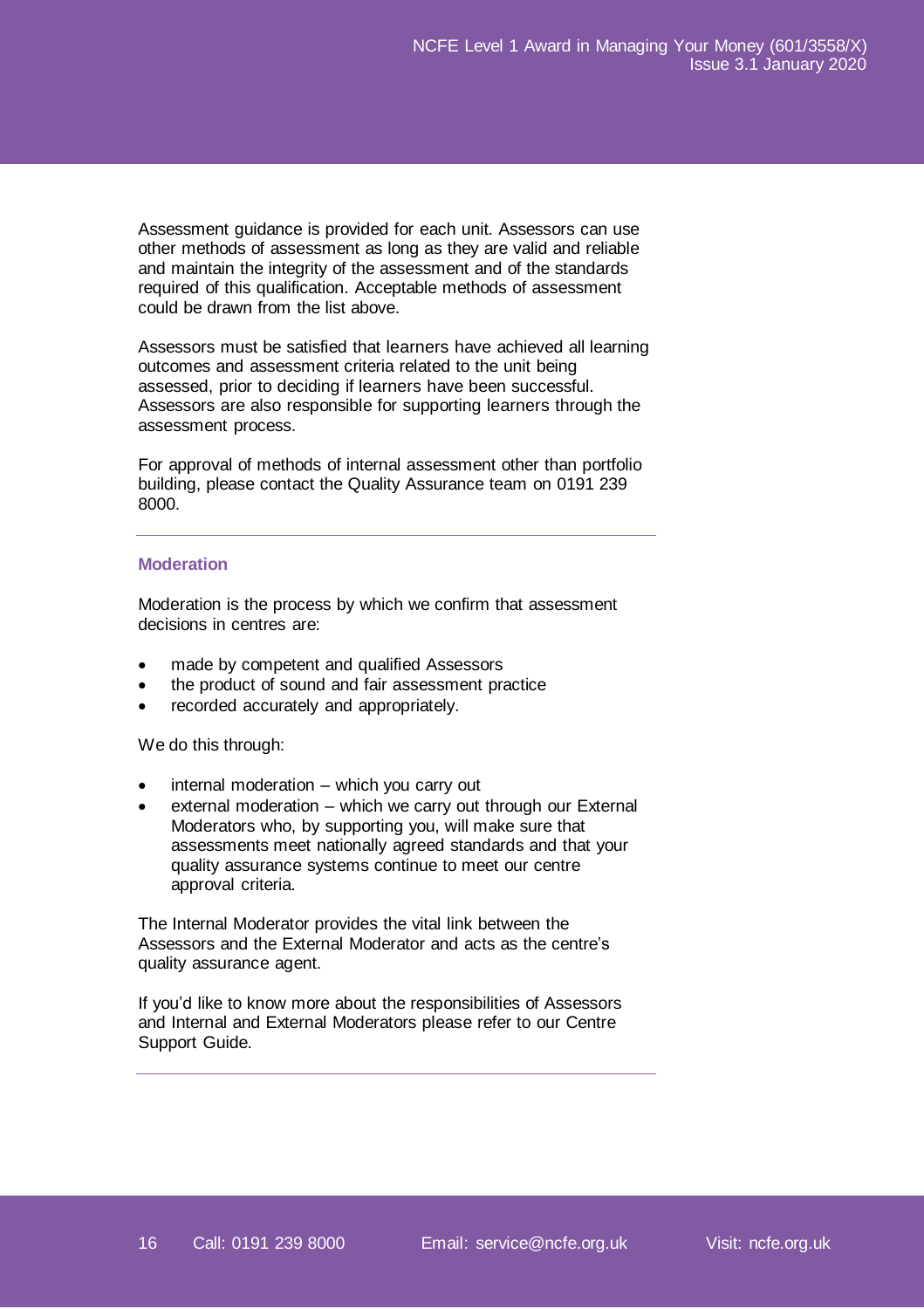Assessment guidance is provided for each unit. Assessors can use other methods of assessment as long as they are valid and reliable and maintain the integrity of the assessment and of the standards required of this qualification. Acceptable methods of assessment could be drawn from the list above.

Assessors must be satisfied that learners have achieved all learning outcomes and assessment criteria related to the unit being assessed, prior to deciding if learners have been successful. Assessors are also responsible for supporting learners through the assessment process.

For approval of methods of internal assessment other than portfolio building, please contact the Quality Assurance team on 0191 239 8000.

---

## Moderation

Moderation is the process by which we confirm that assessment decisions in centres are:

- made by competent and qualified Assessors
- the product of sound and fair assessment practice
- recorded accurately and appropriately.

We do this through:

- internal moderation – which you carry out
- external moderation – which we carry out through our External Moderators who, by supporting you, will make sure that assessments meet nationally agreed standards and that your quality assurance systems continue to meet our centre approval criteria.

The Internal Moderator provides the vital link between the Assessors and the External Moderator and acts as the centre's quality assurance agent.

If you'd like to know more about the responsibilities of Assessors and Internal and External Moderators please refer to our Centre Support Guide.

---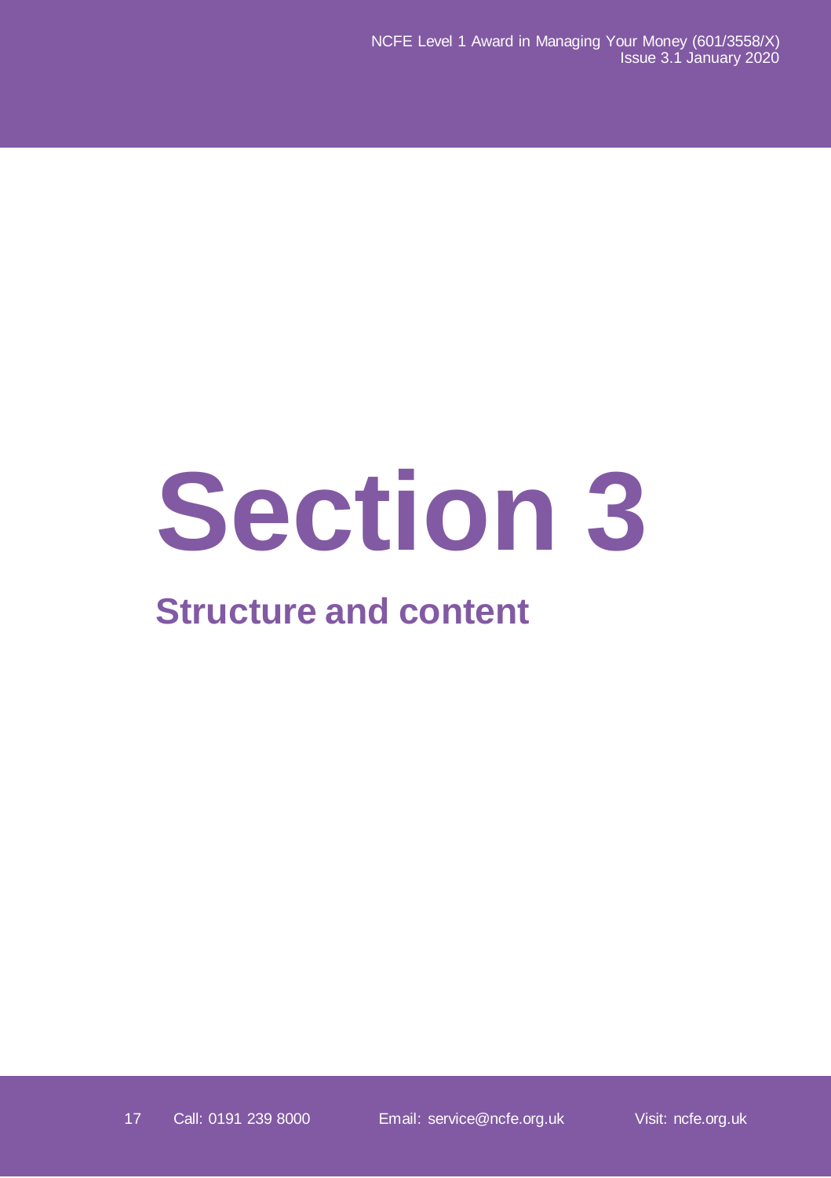# Section 3

## Structure and content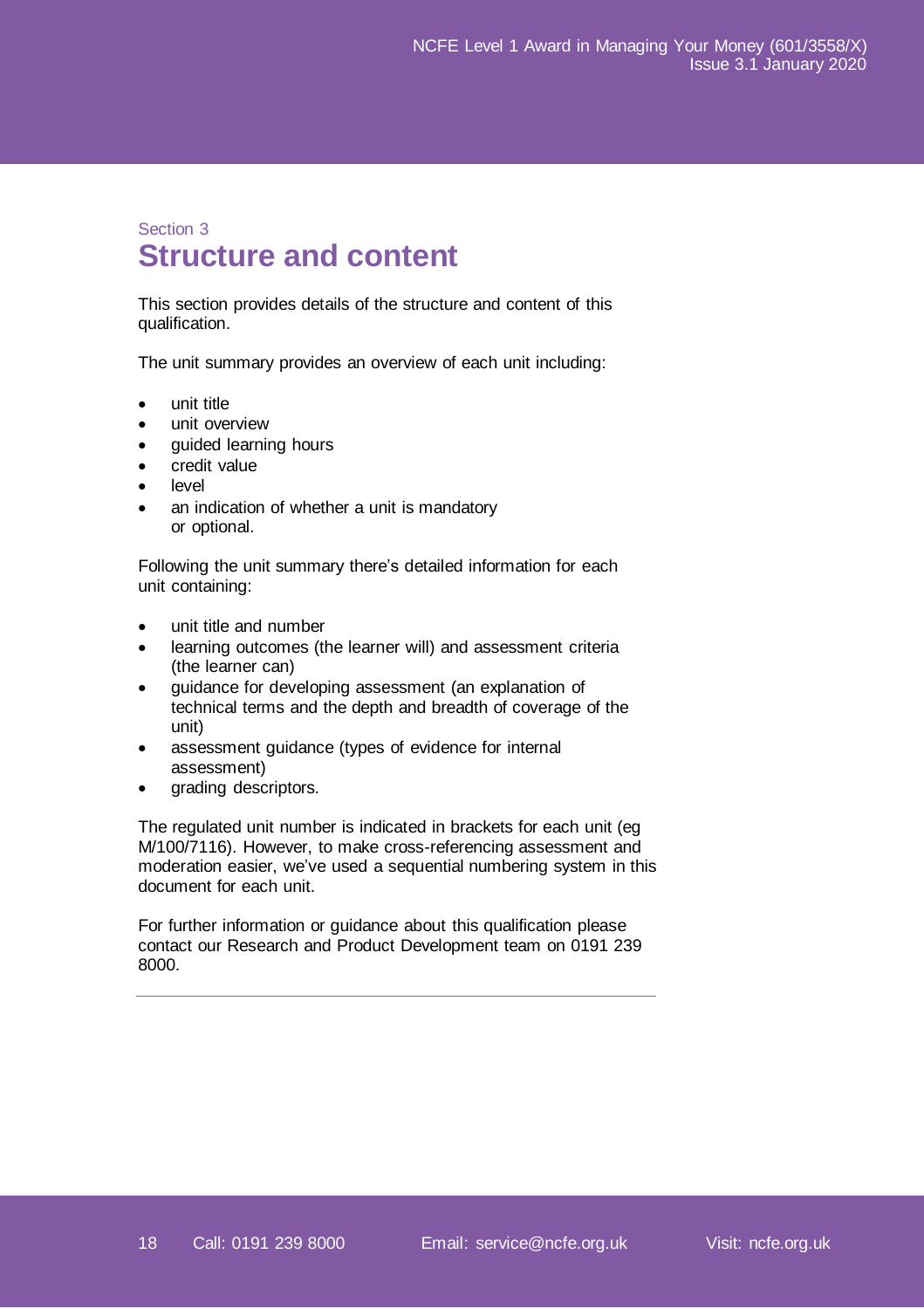Section 3

# Structure and content

This section provides details of the structure and content of this qualification.

The unit summary provides an overview of each unit including:

- unit title
- unit overview
- guided learning hours
- credit value
- level
- an indication of whether a unit is mandatory or optional.

Following the unit summary there's detailed information for each unit containing:

- unit title and number
- learning outcomes (the learner will) and assessment criteria (the learner can)
- guidance for developing assessment (an explanation of technical terms and the depth and breadth of coverage of the unit)
- assessment guidance (types of evidence for internal assessment)
- grading descriptors.

The regulated unit number is indicated in brackets for each unit (eg M/100/7116). However, to make cross-referencing assessment and moderation easier, we've used a sequential numbering system in this document for each unit.

For further information or guidance about this qualification please contact our Research and Product Development team on 0191 239 8000.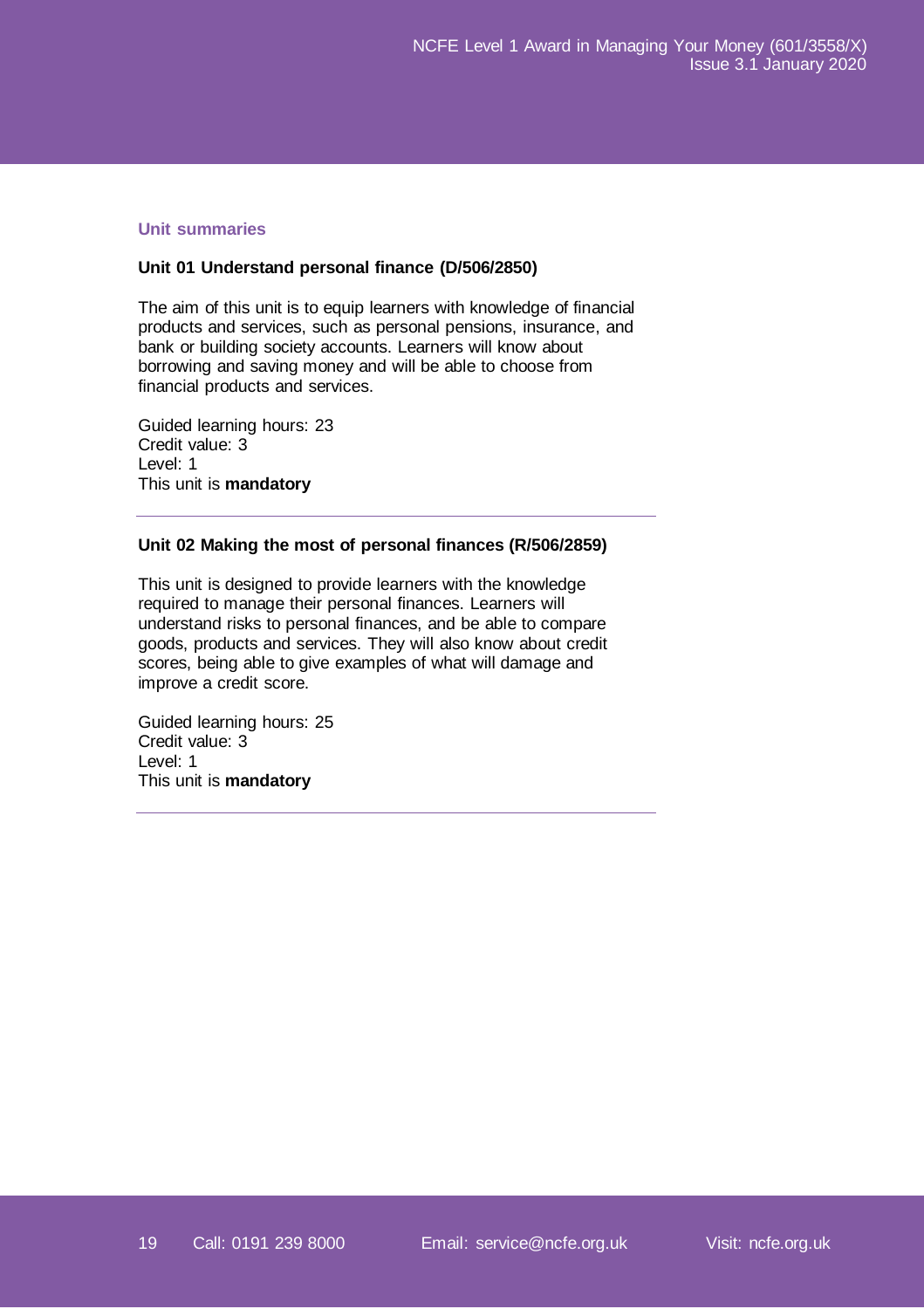## Unit summaries

### Unit 01 Understand personal finance (D/506/2850)

The aim of this unit is to equip learners with knowledge of financial products and services, such as personal pensions, insurance, and bank or building society accounts. Learners will know about borrowing and saving money and will be able to choose from financial products and services.

Guided learning hours: 23
Credit value: 3
Level: 1
This unit is **mandatory**

---

### Unit 02 Making the most of personal finances (R/506/2859)

This unit is designed to provide learners with the knowledge required to manage their personal finances. Learners will understand risks to personal finances, and be able to compare goods, products and services. They will also know about credit scores, being able to give examples of what will damage and improve a credit score.

Guided learning hours: 25
Credit value: 3
Level: 1
This unit is **mandatory**

---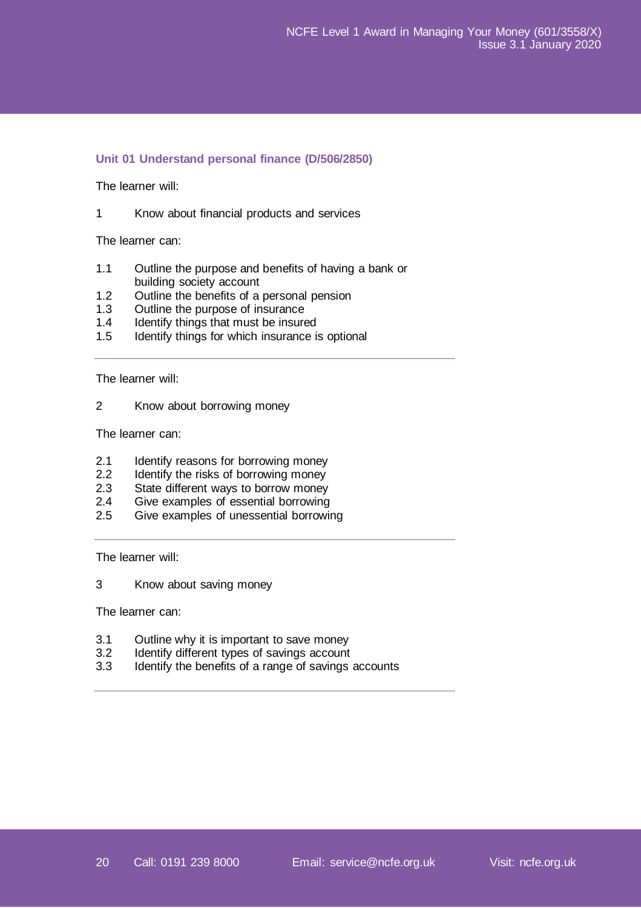## Unit 01 Understand personal finance (D/506/2850)

The learner will:

1 Know about financial products and services

The learner can:

1.1 Outline the purpose and benefits of having a bank or building society account
1.2 Outline the benefits of a personal pension
1.3 Outline the purpose of insurance
1.4 Identify things that must be insured
1.5 Identify things for which insurance is optional

---

The learner will:

2 Know about borrowing money

The learner can:

2.1 Identify reasons for borrowing money
2.2 Identify the risks of borrowing money
2.3 State different ways to borrow money
2.4 Give examples of essential borrowing
2.5 Give examples of unessential borrowing

---

The learner will:

3 Know about saving money

The learner can:

3.1 Outline why it is important to save money
3.2 Identify different types of savings account
3.3 Identify the benefits of a range of savings accounts

---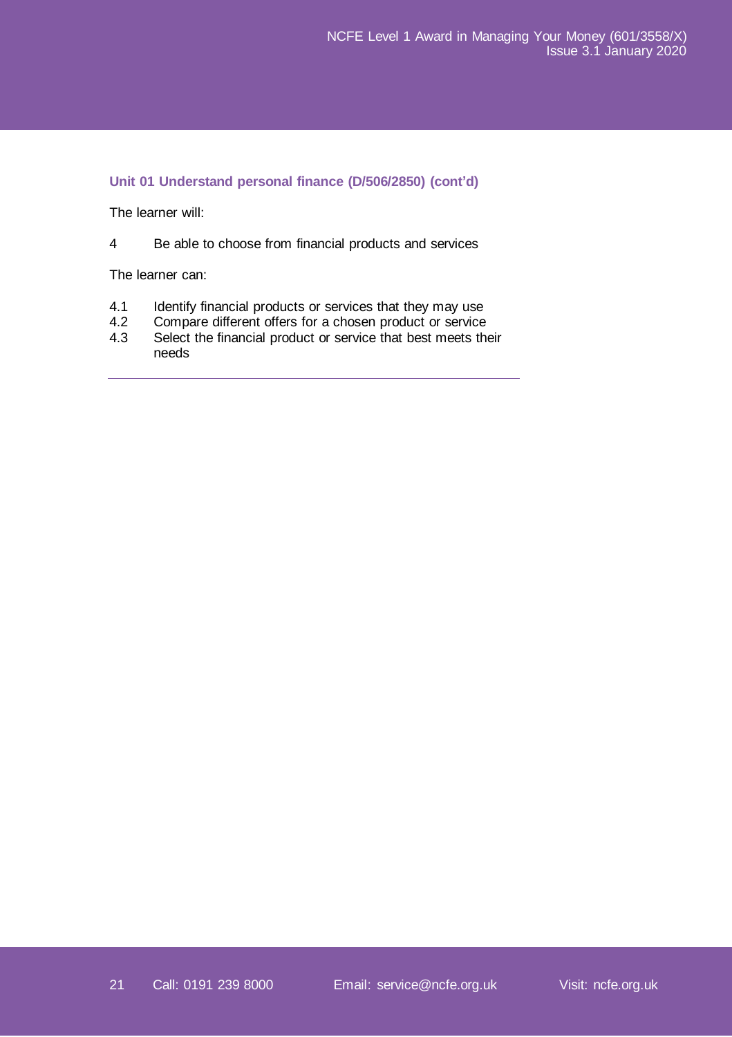### Unit 01 Understand personal finance (D/506/2850) (cont'd)

The learner will:

4 Be able to choose from financial products and services

The learner can:

4.1 Identify financial products or services that they may use
4.2 Compare different offers for a chosen product or service
4.3 Select the financial product or service that best meets their needs

---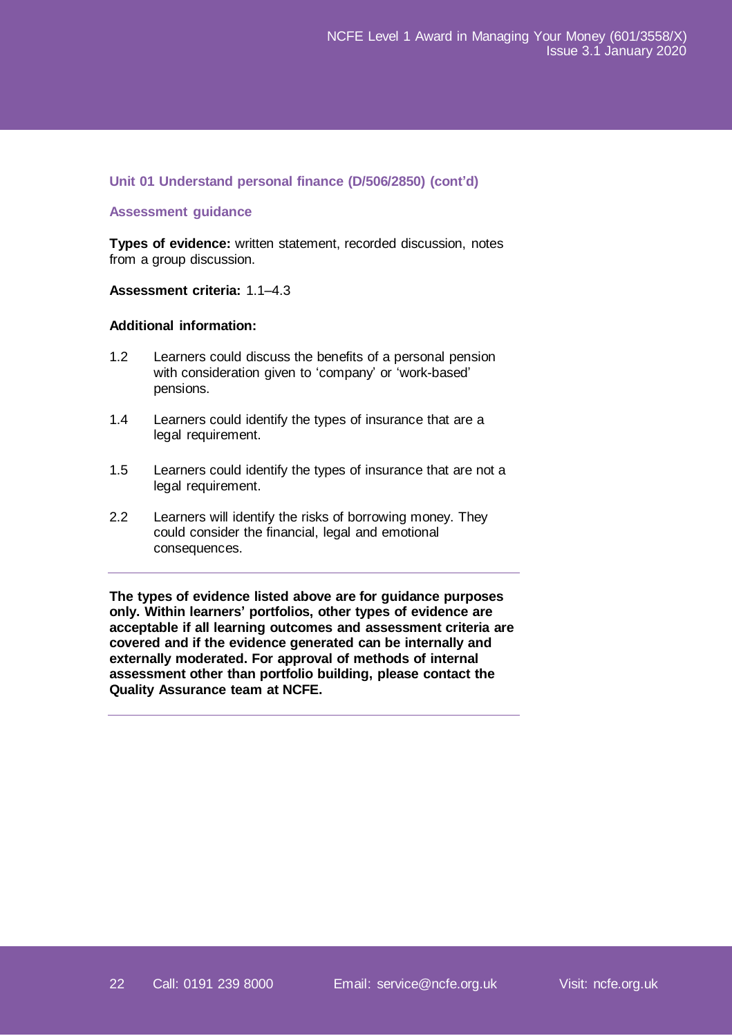### Unit 01 Understand personal finance (D/506/2850) (cont'd)

#### Assessment guidance

**Types of evidence:** written statement, recorded discussion, notes from a group discussion.

**Assessment criteria:** 1.1–4.3

**Additional information:**

1.2 Learners could discuss the benefits of a personal pension with consideration given to 'company' or 'work-based' pensions.

1.4 Learners could identify the types of insurance that are a legal requirement.

1.5 Learners could identify the types of insurance that are not a legal requirement.

2.2 Learners will identify the risks of borrowing money. They could consider the financial, legal and emotional consequences.

---

**The types of evidence listed above are for guidance purposes only. Within learners' portfolios, other types of evidence are acceptable if all learning outcomes and assessment criteria are covered and if the evidence generated can be internally and externally moderated. For approval of methods of internal assessment other than portfolio building, please contact the Quality Assurance team at NCFE.**

---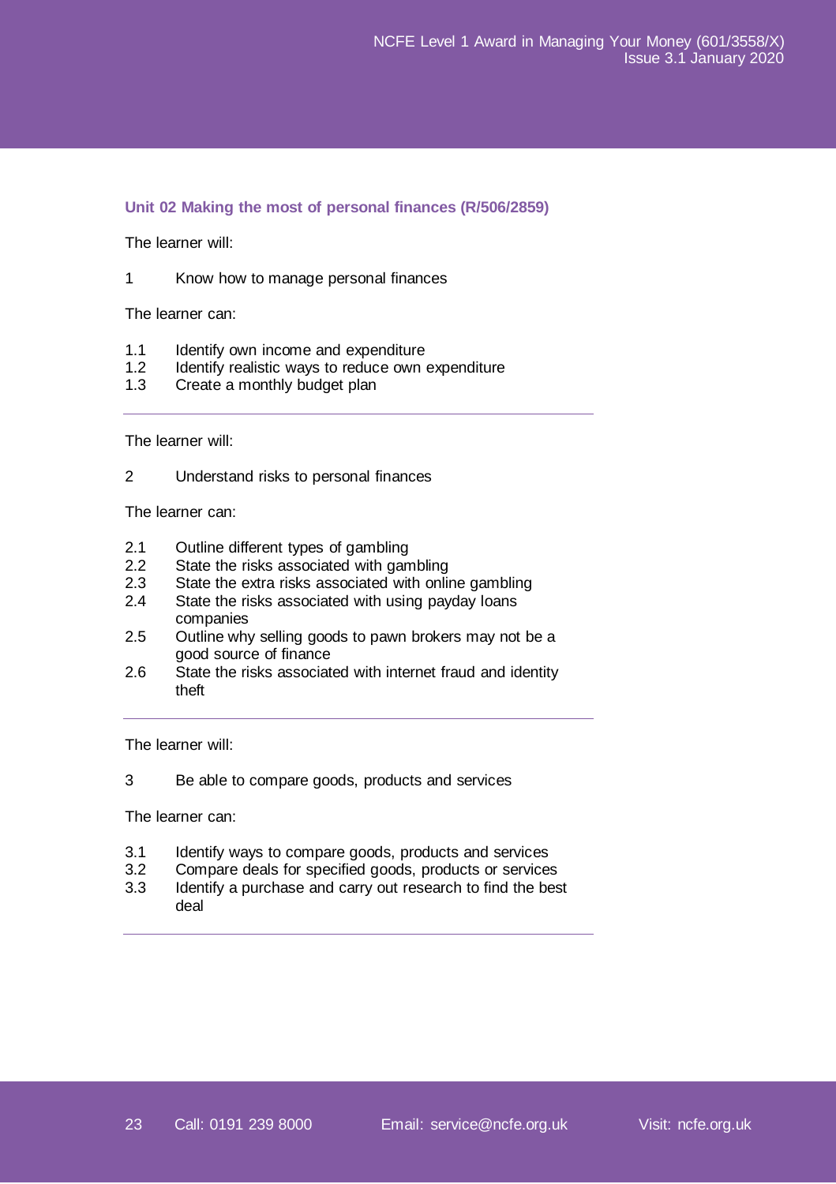### Unit 02 Making the most of personal finances (R/506/2859)

The learner will:

1 Know how to manage personal finances

The learner can:

1.1 Identify own income and expenditure
1.2 Identify realistic ways to reduce own expenditure
1.3 Create a monthly budget plan

---

The learner will:

2 Understand risks to personal finances

The learner can:

2.1 Outline different types of gambling
2.2 State the risks associated with gambling
2.3 State the extra risks associated with online gambling
2.4 State the risks associated with using payday loans companies
2.5 Outline why selling goods to pawn brokers may not be a good source of finance
2.6 State the risks associated with internet fraud and identity theft

---

The learner will:

3 Be able to compare goods, products and services

The learner can:

3.1 Identify ways to compare goods, products and services
3.2 Compare deals for specified goods, products or services
3.3 Identify a purchase and carry out research to find the best deal

---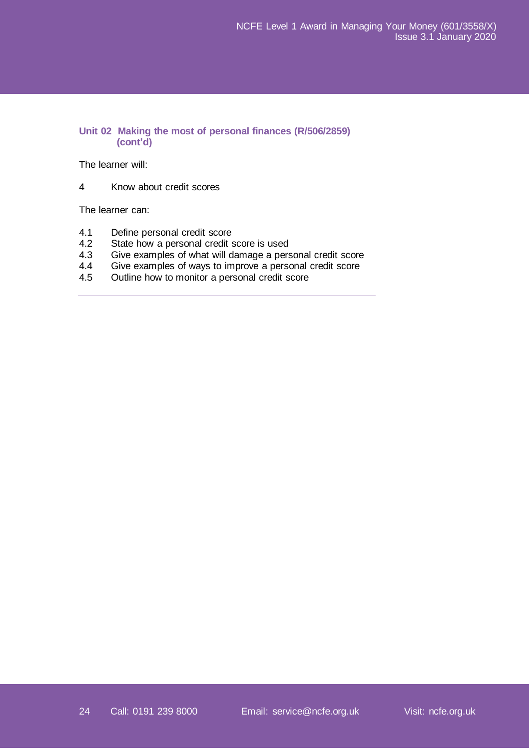### Unit 02 Making the most of personal finances (R/506/2859) (cont'd)

The learner will:

4 Know about credit scores

The learner can:

4.1 Define personal credit score
4.2 State how a personal credit score is used
4.3 Give examples of what will damage a personal credit score
4.4 Give examples of ways to improve a personal credit score
4.5 Outline how to monitor a personal credit score

---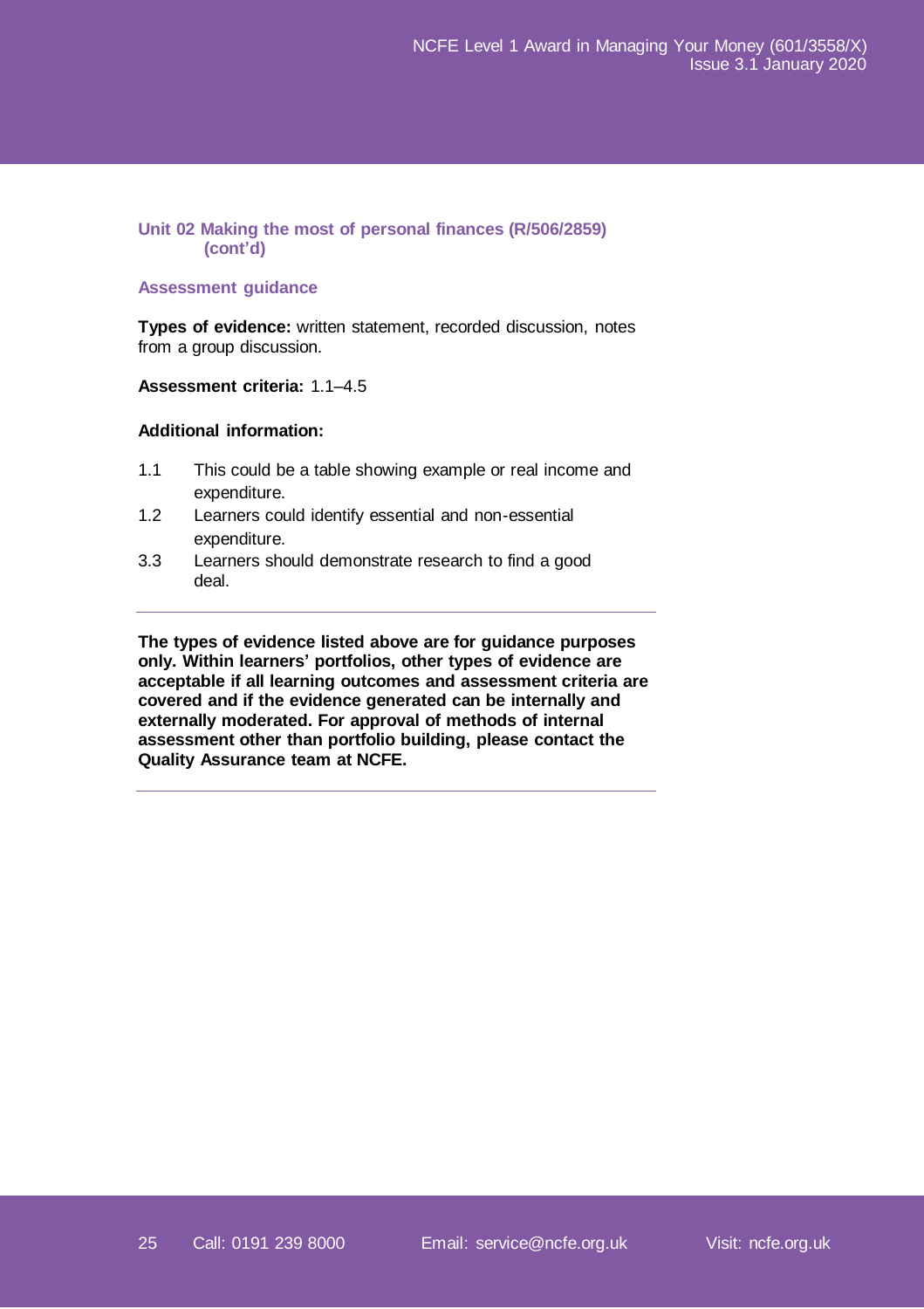### Unit 02 Making the most of personal finances (R/506/2859) (cont'd)

#### Assessment guidance

**Types of evidence:** written statement, recorded discussion, notes from a group discussion.

**Assessment criteria:** 1.1–4.5

**Additional information:**

1.1 This could be a table showing example or real income and expenditure.

1.2 Learners could identify essential and non-essential expenditure.

3.3 Learners should demonstrate research to find a good deal.

---

**The types of evidence listed above are for guidance purposes only. Within learners' portfolios, other types of evidence are acceptable if all learning outcomes and assessment criteria are covered and if the evidence generated can be internally and externally moderated. For approval of methods of internal assessment other than portfolio building, please contact the Quality Assurance team at NCFE.**

---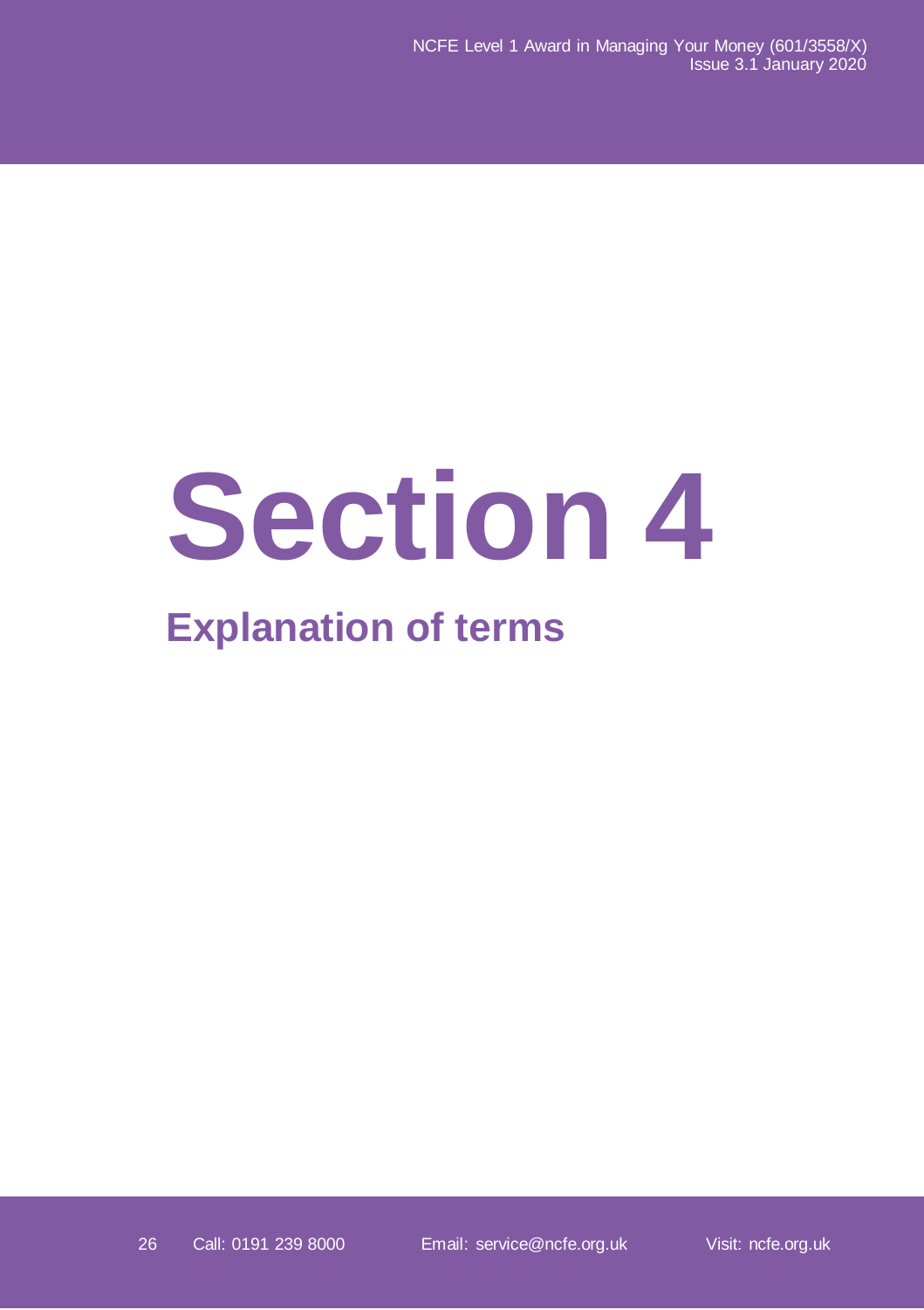# Section 4

## Explanation of terms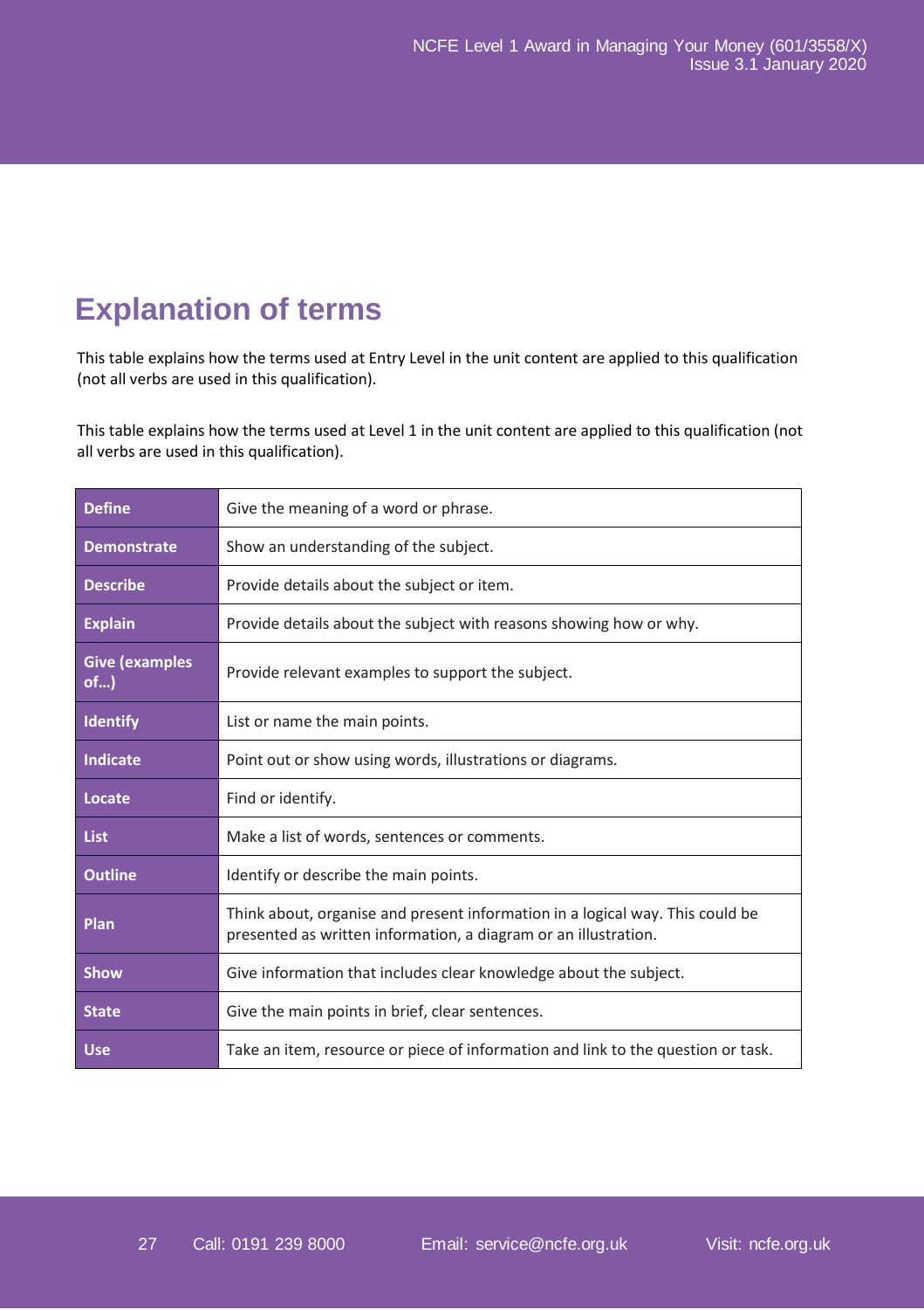# Explanation of terms

This table explains how the terms used at Entry Level in the unit content are applied to this qualification (not all verbs are used in this qualification).

This table explains how the terms used at Level 1 in the unit content are applied to this qualification (not all verbs are used in this qualification).

| Term | Explanation |
|---|---|
| **Define** | Give the meaning of a word or phrase. |
| **Demonstrate** | Show an understanding of the subject. |
| **Describe** | Provide details about the subject or item. |
| **Explain** | Provide details about the subject with reasons showing how or why. |
| **Give (examples of…)** | Provide relevant examples to support the subject. |
| **Identify** | List or name the main points. |
| **Indicate** | Point out or show using words, illustrations or diagrams. |
| **Locate** | Find or identify. |
| **List** | Make a list of words, sentences or comments. |
| **Outline** | Identify or describe the main points. |
| **Plan** | Think about, organise and present information in a logical way. This could be presented as written information, a diagram or an illustration. |
| **Show** | Give information that includes clear knowledge about the subject. |
| **State** | Give the main points in brief, clear sentences. |
| **Use** | Take an item, resource or piece of information and link to the question or task. |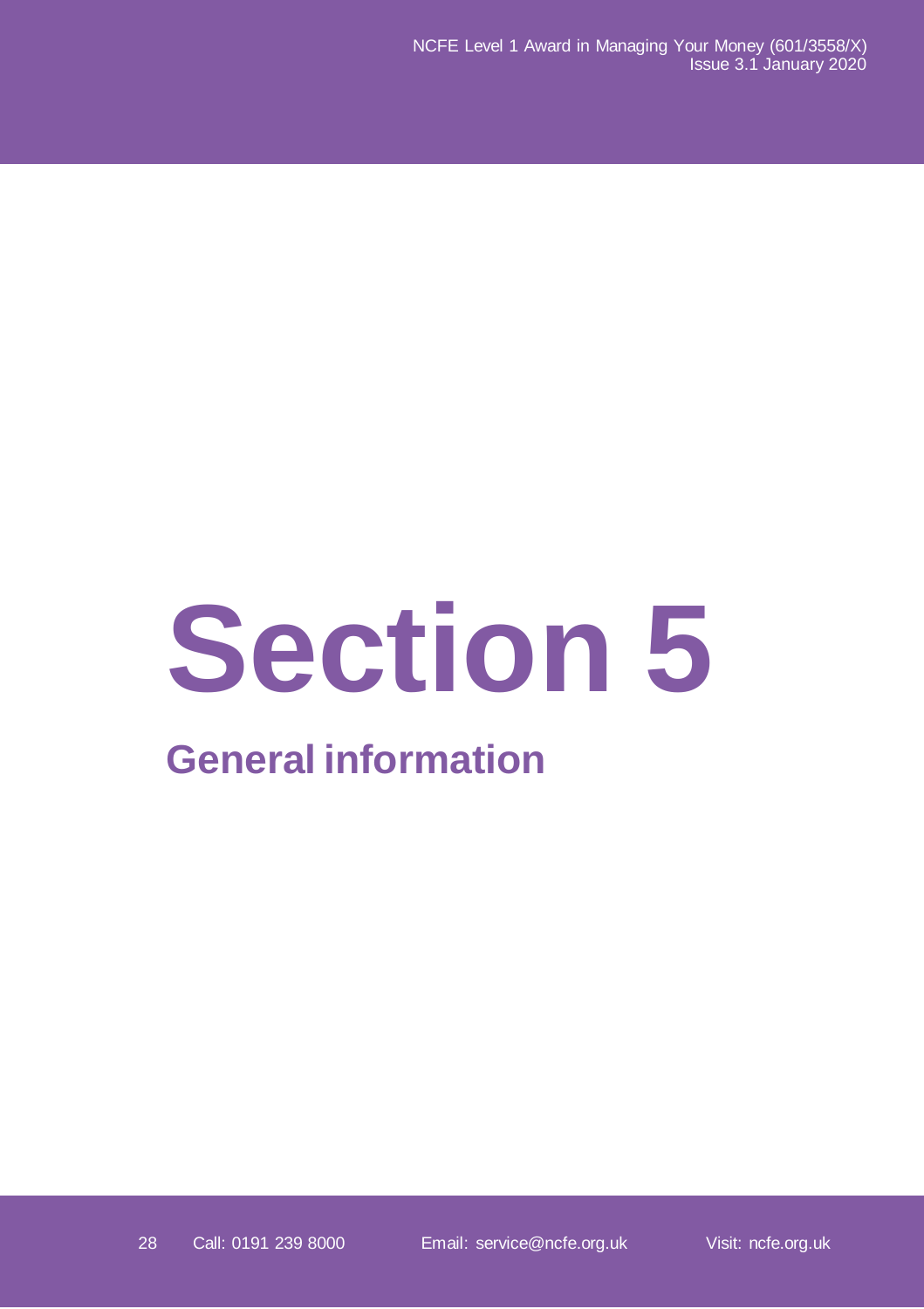# Section 5

## General information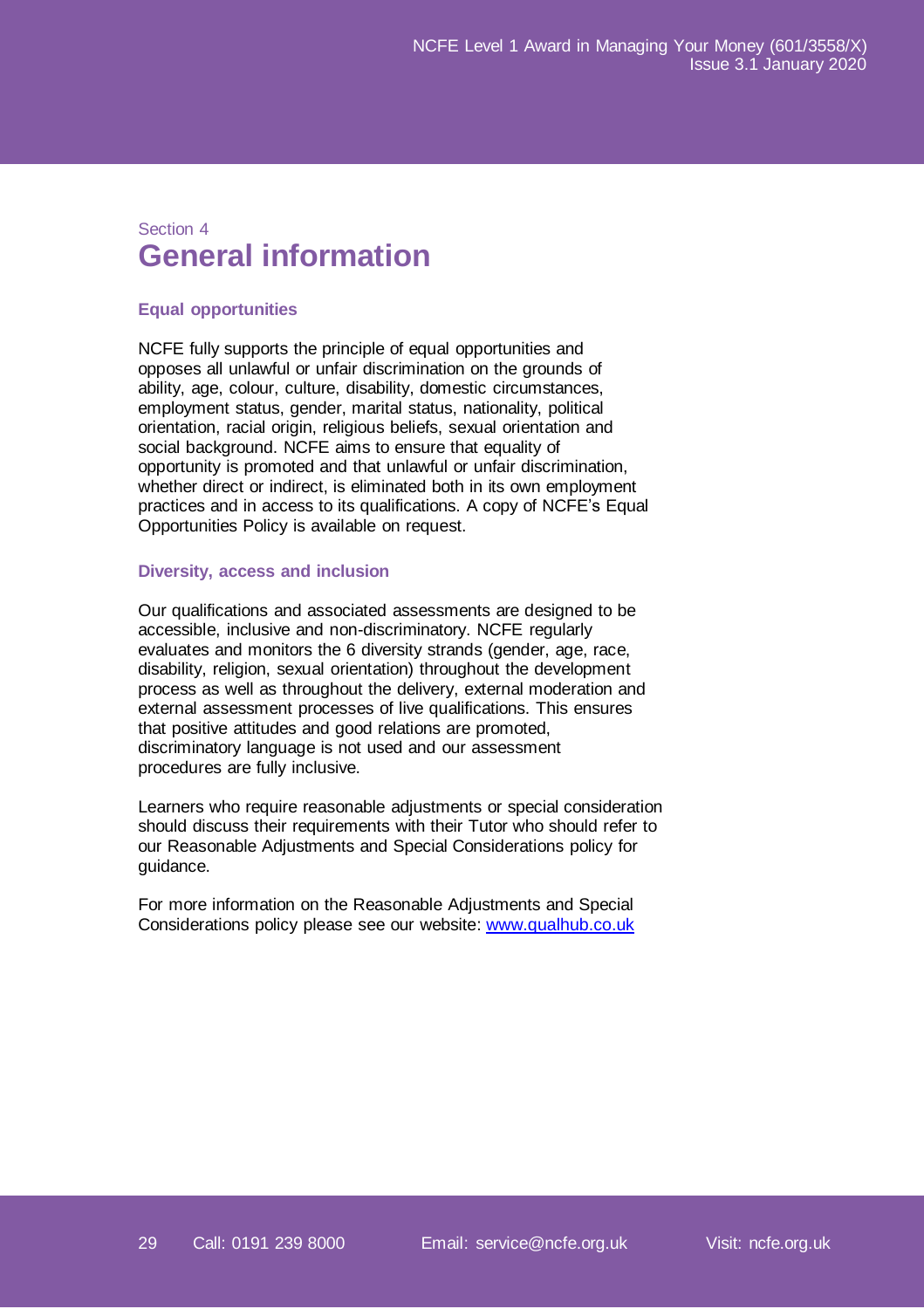Section 4

# General information

### Equal opportunities

NCFE fully supports the principle of equal opportunities and opposes all unlawful or unfair discrimination on the grounds of ability, age, colour, culture, disability, domestic circumstances, employment status, gender, marital status, nationality, political orientation, racial origin, religious beliefs, sexual orientation and social background. NCFE aims to ensure that equality of opportunity is promoted and that unlawful or unfair discrimination, whether direct or indirect, is eliminated both in its own employment practices and in access to its qualifications. A copy of NCFE's Equal Opportunities Policy is available on request.

### Diversity, access and inclusion

Our qualifications and associated assessments are designed to be accessible, inclusive and non-discriminatory. NCFE regularly evaluates and monitors the 6 diversity strands (gender, age, race, disability, religion, sexual orientation) throughout the development process as well as throughout the delivery, external moderation and external assessment processes of live qualifications. This ensures that positive attitudes and good relations are promoted, discriminatory language is not used and our assessment procedures are fully inclusive.

Learners who require reasonable adjustments or special consideration should discuss their requirements with their Tutor who should refer to our Reasonable Adjustments and Special Considerations policy for guidance.

For more information on the Reasonable Adjustments and Special Considerations policy please see our website: [www.qualhub.co.uk](http://www.qualhub.co.uk)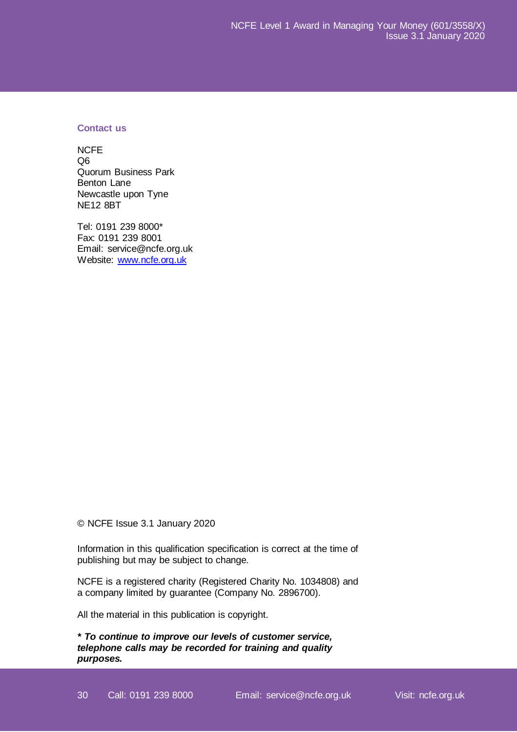### Contact us

NCFE
Q6
Quorum Business Park
Benton Lane
Newcastle upon Tyne
NE12 8BT

Tel: 0191 239 8000*
Fax: 0191 239 8001
Email: service@ncfe.org.uk
Website: [www.ncfe.org.uk](http://www.ncfe.org.uk)

© NCFE Issue 3.1 January 2020

Information in this qualification specification is correct at the time of publishing but may be subject to change.

NCFE is a registered charity (Registered Charity No. 1034808) and a company limited by guarantee (Company No. 2896700).

All the material in this publication is copyright.

***** *To continue to improve our levels of customer service, telephone calls may be recorded for training and quality purposes.***